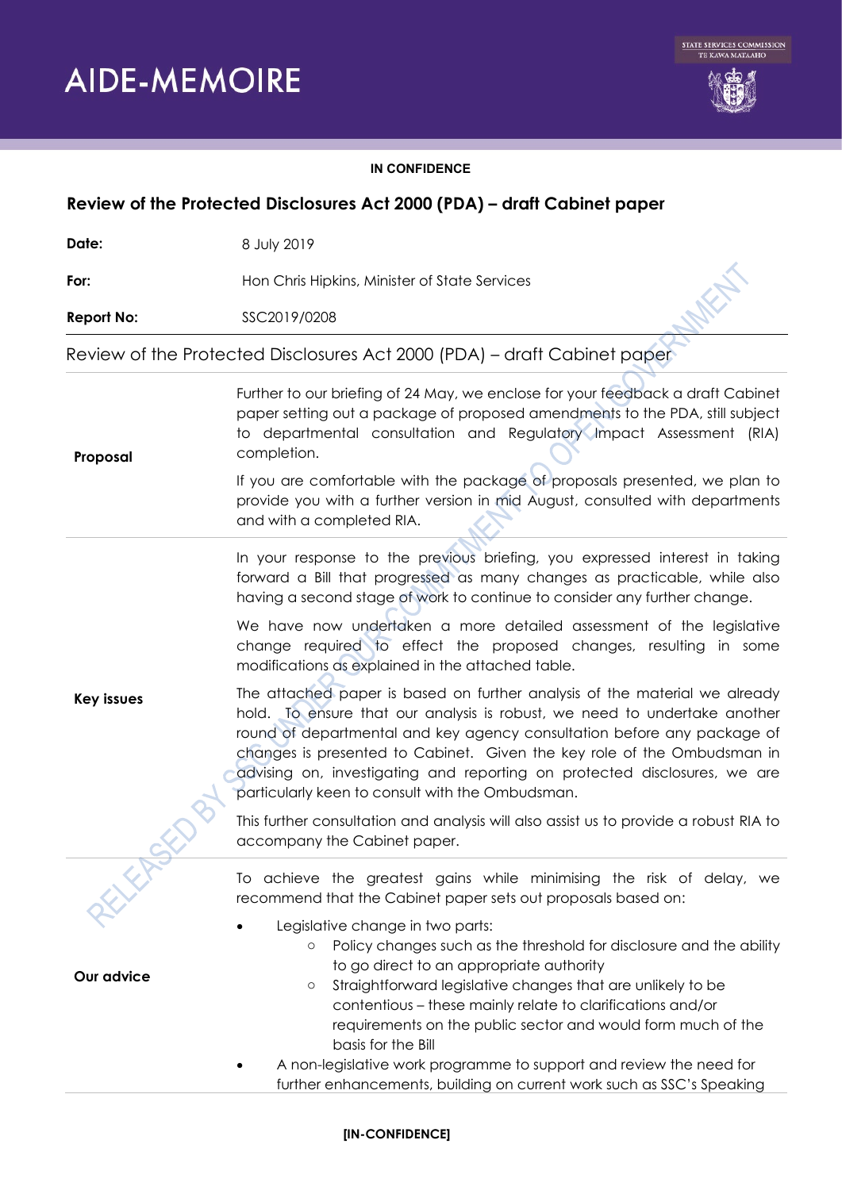# AIDE-MEMOIRE

**IN CONFIDENCE**

## Review of the Protected Disclosures Act 2000 (PDA) – draft Cabinet paper

| | |
|---|---|
| **Date:** | 8 July 2019 |
| **For:** | Hon Chris Hipkins, Minister of State Services |
| **Report No:** | SSC2019/0208 |

### Review of the Protected Disclosures Act 2000 (PDA) – draft Cabinet paper

**Proposal**

Further to our briefing of 24 May, we enclose for your feedback a draft Cabinet paper setting out a package of proposed amendments to the PDA, still subject to departmental consultation and Regulatory Impact Assessment (RIA) completion.

If you are comfortable with the package of proposals presented, we plan to provide you with a further version in mid August, consulted with departments and with a completed RIA.

**Key issues**

In your response to the previous briefing, you expressed interest in taking forward a Bill that progressed as many changes as practicable, while also having a second stage of work to continue to consider any further change.

We have now undertaken a more detailed assessment of the legislative change required to effect the proposed changes, resulting in some modifications as explained in the attached table.

The attached paper is based on further analysis of the material we already hold. To ensure that our analysis is robust, we need to undertake another round of departmental and key agency consultation before any package of changes is presented to Cabinet. Given the key role of the Ombudsman in advising on, investigating and reporting on protected disclosures, we are particularly keen to consult with the Ombudsman.

This further consultation and analysis will also assist us to provide a robust RIA to accompany the Cabinet paper.

**Our advice**

To achieve the greatest gains while minimising the risk of delay, we recommend that the Cabinet paper sets out proposals based on:

- Legislative change in two parts:
  - Policy changes such as the threshold for disclosure and the ability to go direct to an appropriate authority
  - Straightforward legislative changes that are unlikely to be contentious – these mainly relate to clarifications and/or requirements on the public sector and would form much of the basis for the Bill
- A non-legislative work programme to support and review the need for further enhancements, building on current work such as SSC's Speaking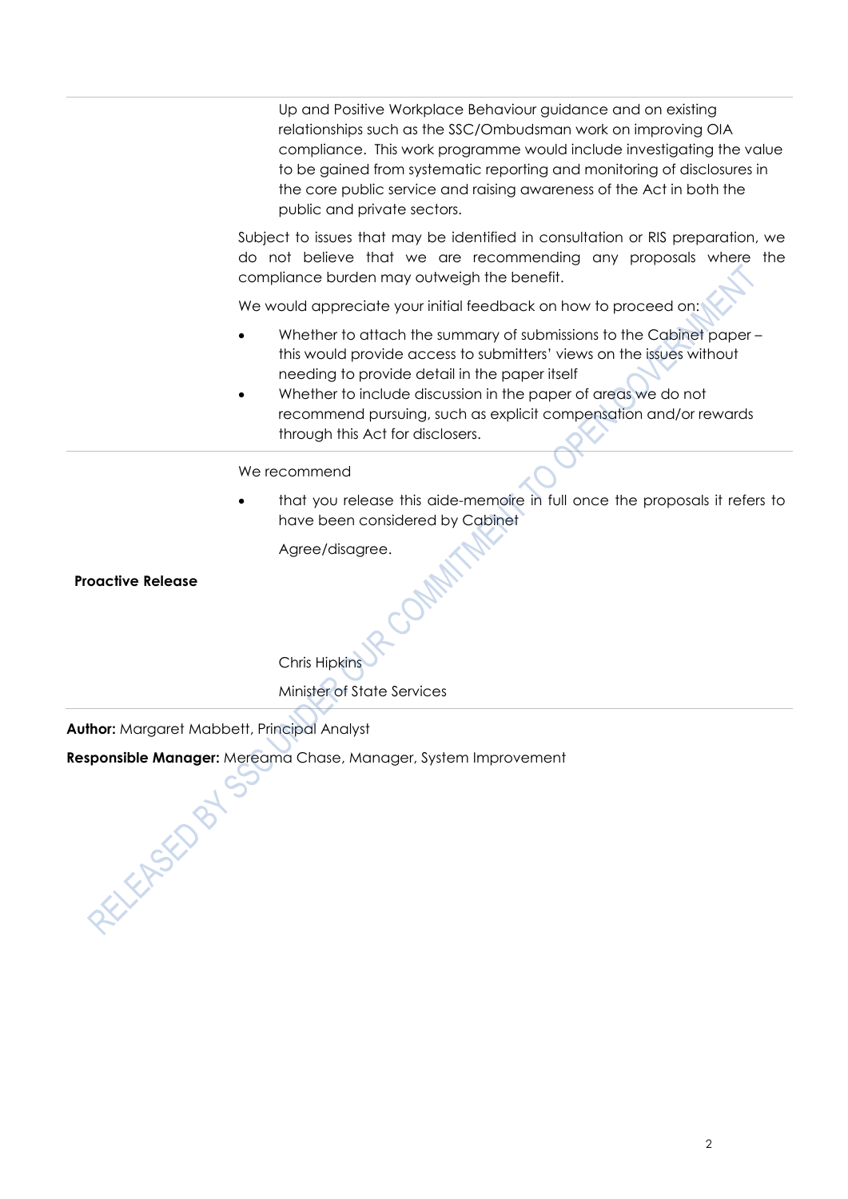Up and Positive Workplace Behaviour guidance and on existing relationships such as the SSC/Ombudsman work on improving OIA compliance. This work programme would include investigating the value to be gained from systematic reporting and monitoring of disclosures in the core public service and raising awareness of the Act in both the public and private sectors.

Subject to issues that may be identified in consultation or RIS preparation, we do not believe that we are recommending any proposals where the compliance burden may outweigh the benefit.

We would appreciate your initial feedback on how to proceed on:

- Whether to attach the summary of submissions to the Cabinet paper – this would provide access to submitters' views on the issues without needing to provide detail in the paper itself
- Whether to include discussion in the paper of areas we do not recommend pursuing, such as explicit compensation and/or rewards through this Act for disclosers.

**Proactive Release**

We recommend

- that you release this aide-memoire in full once the proposals it refers to have been considered by Cabinet

  Agree/disagree.

Chris Hipkins

Minister of State Services

**Author:** Margaret Mabbett, Principal Analyst

**Responsible Manager:** Mereama Chase, Manager, System Improvement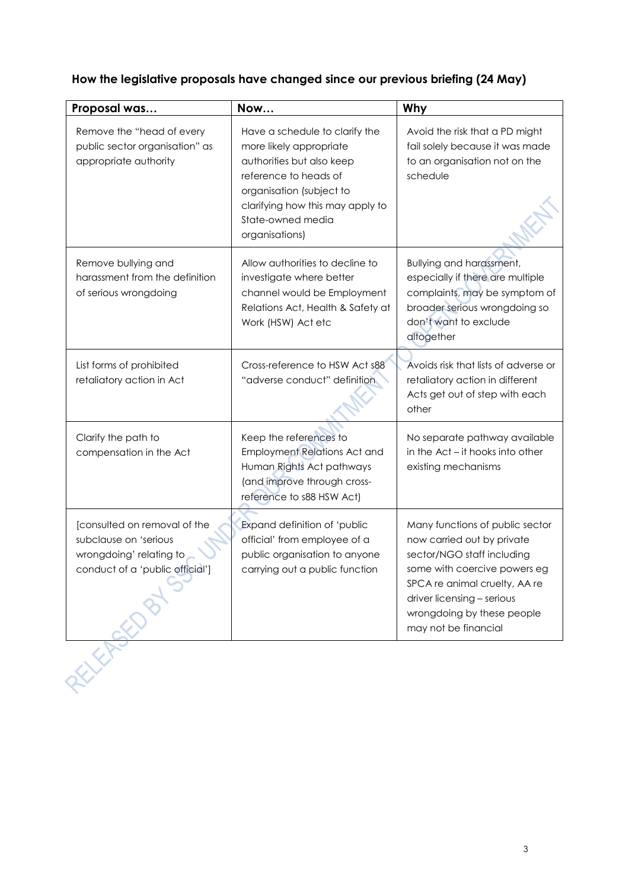**How the legislative proposals have changed since our previous briefing (24 May)**

| Proposal was… | Now… | Why |
|---|---|---|
| Remove the "head of every public sector organisation" as appropriate authority | Have a schedule to clarify the more likely appropriate authorities but also keep reference to heads of organisation (subject to clarifying how this may apply to State-owned media organisations) | Avoid the risk that a PD might fail solely because it was made to an organisation not on the schedule |
| Remove bullying and harassment from the definition of serious wrongdoing | Allow authorities to decline to investigate where better channel would be Employment Relations Act, Health & Safety at Work (HSW) Act etc | Bullying and harassment, especially if there are multiple complaints, may be symptom of broader serious wrongdoing so don't want to exclude altogether |
| List forms of prohibited retaliatory action in Act | Cross-reference to HSW Act s88 "adverse conduct" definition | Avoids risk that lists of adverse or retaliatory action in different Acts get out of step with each other |
| Clarify the path to compensation in the Act | Keep the references to Employment Relations Act and Human Rights Act pathways (and improve through cross-reference to s88 HSW Act) | No separate pathway available in the Act – it hooks into other existing mechanisms |
| [consulted on removal of the subclause on 'serious wrongdoing' relating to conduct of a 'public official'] | Expand definition of 'public official' from employee of a public organisation to anyone carrying out a public function | Many functions of public sector now carried out by private sector/NGO staff including some with coercive powers eg SPCA re animal cruelty, AA re driver licensing – serious wrongdoing by these people may not be financial |

RELEASED BY SSC UNDER OUR COMMITMENT TO OPEN GOVERNMENT